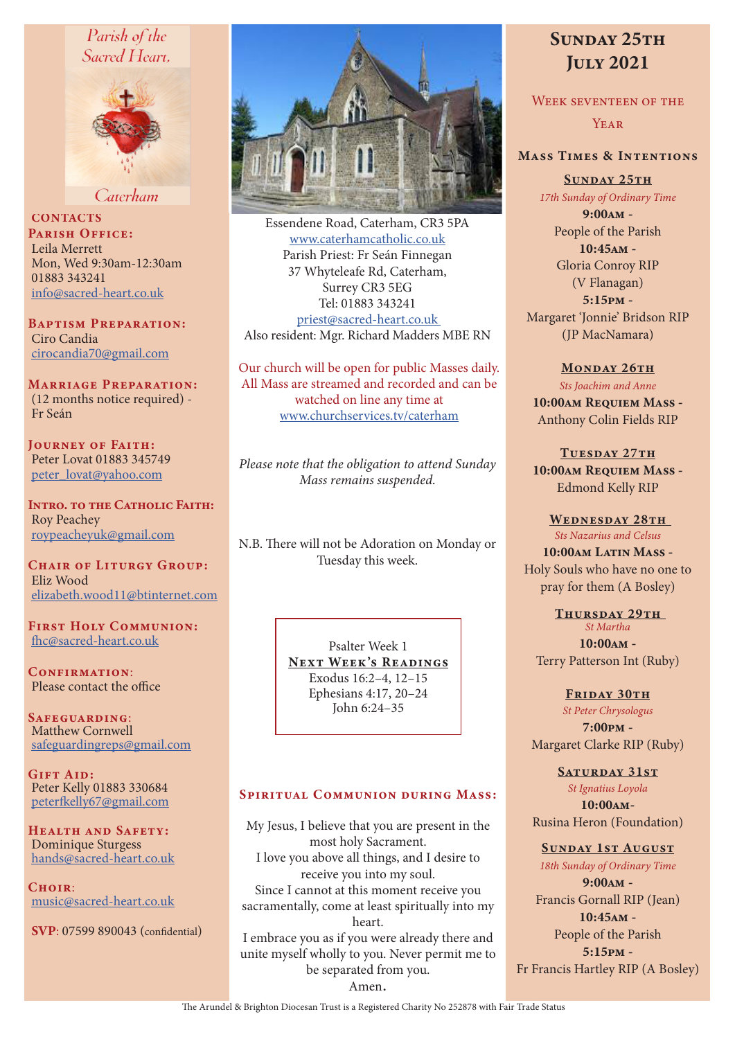Parish of the Sacred Heart, Caterham

## CONTACTS

**Parish Office:**
Leila Merrett
Mon, Wed 9:30am-12:30am
01883 343241
info@sacred-heart.co.uk

**Baptism Preparation:**
Ciro Candia
cirocandia70@gmail.com

**Marriage Preparation:**
(12 months notice required) - Fr Seán

**Journey of Faith:**
Peter Lovat 01883 345749
peter_lovat@yahoo.com

**Intro. to the Catholic Faith:**
Roy Peachey
roypeacheyuk@gmail.com

**Chair of Liturgy Group:**
Eliz Wood
elizabeth.wood11@btinternet.com

**First Holy Communion:**
fhc@sacred-heart.co.uk

**Confirmation:**
Please contact the office

**Safeguarding:**
Matthew Cornwell
safeguardingreps@gmail.com

**Gift Aid:**
Peter Kelly 01883 330684
peterfkelly67@gmail.com

**Health and Safety:**
Dominique Sturgess
hands@sacred-heart.co.uk

**Choir:**
music@sacred-heart.co.uk

**SVP**: 07599 890043 (confidential)

Essendene Road, Caterham, CR3 5PA
www.caterhamcatholic.co.uk
Parish Priest: Fr Seán Finnegan
37 Whyteleafe Rd, Caterham,
Surrey CR3 5EG
Tel: 01883 343241
priest@sacred-heart.co.uk
Also resident: Mgr. Richard Madders MBE RN

Our church will be open for public Masses daily. All Mass are streamed and recorded and can be watched on line any time at www.churchservices.tv/caterham

*Please note that the obligation to attend Sunday Mass remains suspended.*

N.B. There will not be Adoration on Monday or Tuesday this week.

Psalter Week 1
**Next Week's Readings**
Exodus 16:2–4, 12–15
Ephesians 4:17, 20–24
John 6:24–35

## Spiritual Communion during Mass:

My Jesus, I believe that you are present in the most holy Sacrament.
I love you above all things, and I desire to receive you into my soul.
Since I cannot at this moment receive you sacramentally, come at least spiritually into my heart.
I embrace you as if you were already there and unite myself wholly to you. Never permit me to be separated from you.
Amen.

# Sunday 25th July 2021

## Week seventeen of the Year

## Mass Times & Intentions

**Sunday 25th**
*17th Sunday of Ordinary Time*
**9:00am** -
People of the Parish
**10:45am** -
Gloria Conroy RIP
(V Flanagan)
**5:15pm** -
Margaret 'Jonnie' Bridson RIP
(JP MacNamara)

**Monday 26th**
*Sts Joachim and Anne*
**10:00am Requiem Mass** -
Anthony Colin Fields RIP

**Tuesday 27th**
**10:00am Requiem Mass** -
Edmond Kelly RIP

**Wednesday 28th**
*Sts Nazarius and Celsus*
**10:00am Latin Mass** -
Holy Souls who have no one to pray for them (A Bosley)

**Thursday 29th**
*St Martha*
**10:00am** -
Terry Patterson Int (Ruby)

**Friday 30th**
*St Peter Chrysologus*
**7:00pm** -
Margaret Clarke RIP (Ruby)

**Saturday 31st**
*St Ignatius Loyola*
**10:00am**-
Rusina Heron (Foundation)

**Sunday 1st August**
*18th Sunday of Ordinary Time*
**9:00am** -
Francis Gornall RIP (Jean)
**10:45am** -
People of the Parish
**5:15pm** -
Fr Francis Hartley RIP (A Bosley)

The Arundel & Brighton Diocesan Trust is a Registered Charity No 252878 with Fair Trade Status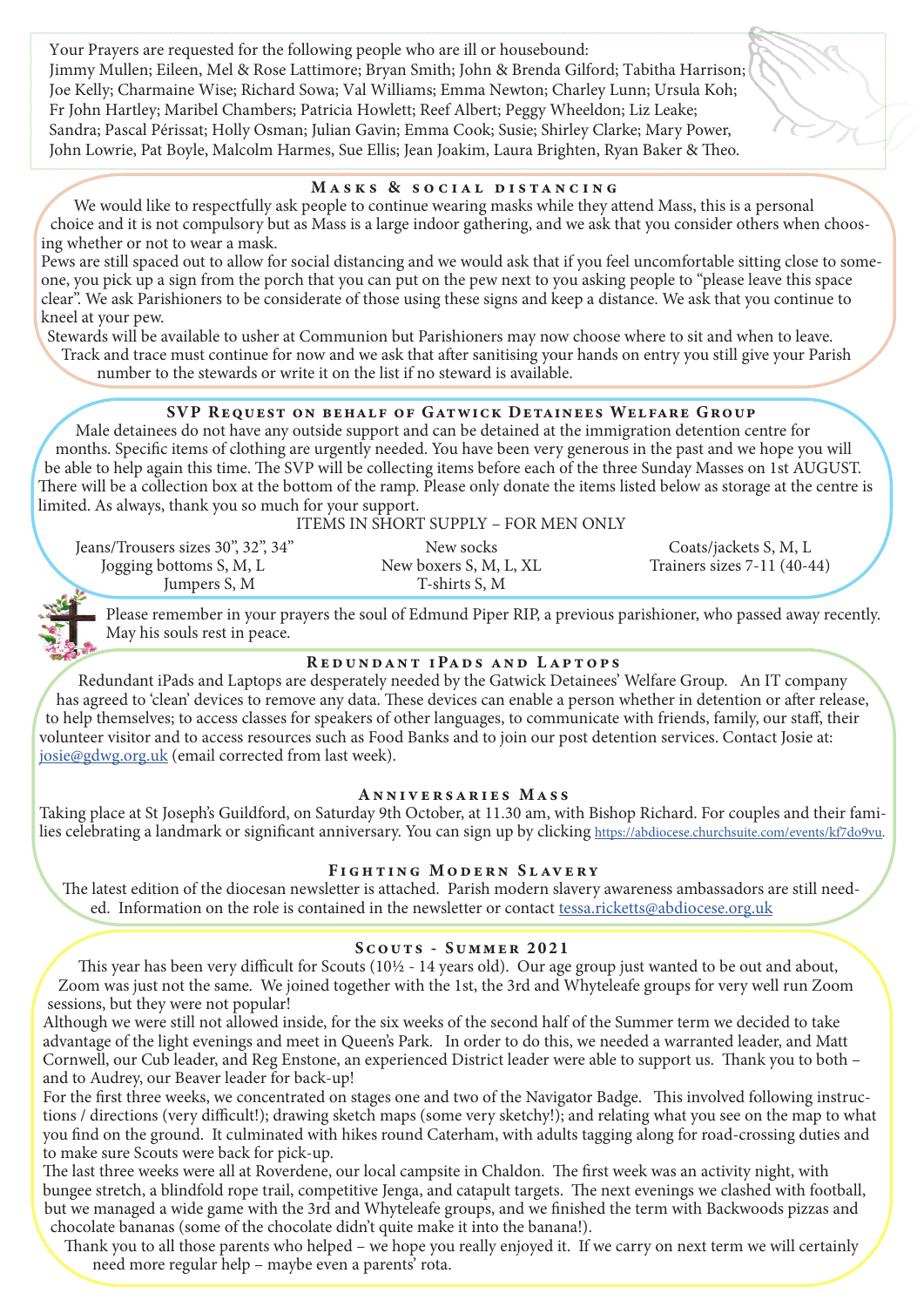Your Prayers are requested for the following people who are ill or housebound:
Jimmy Mullen; Eileen, Mel & Rose Lattimore; Bryan Smith; John & Brenda Gilford; Tabitha Harrison; Joe Kelly; Charmaine Wise; Richard Sowa; Val Williams; Emma Newton; Charley Lunn; Ursula Koh; Fr John Hartley; Maribel Chambers; Patricia Howlett; Reef Albert; Peggy Wheeldon; Liz Leake; Sandra; Pascal Périssat; Holly Osman; Julian Gavin; Emma Cook; Susie; Shirley Clarke; Mary Power, John Lowrie, Pat Boyle, Malcolm Harmes, Sue Ellis; Jean Joakim, Laura Brighten, Ryan Baker & Theo.

## Masks & social distancing

We would like to respectfully ask people to continue wearing masks while they attend Mass, this is a personal choice and it is not compulsory but as Mass is a large indoor gathering, and we ask that you consider others when choosing whether or not to wear a mask.

Pews are still spaced out to allow for social distancing and we would ask that if you feel uncomfortable sitting close to someone, you pick up a sign from the porch that you can put on the pew next to you asking people to "please leave this space clear". We ask Parishioners to be considerate of those using these signs and keep a distance. We ask that you continue to kneel at your pew.

Stewards will be available to usher at Communion but Parishioners may now choose where to sit and when to leave. Track and trace must continue for now and we ask that after sanitising your hands on entry you still give your Parish number to the stewards or write it on the list if no steward is available.

## SVP Request on behalf of Gatwick Detainees Welfare Group

Male detainees do not have any outside support and can be detained at the immigration detention centre for months. Specific items of clothing are urgently needed. You have been very generous in the past and we hope you will be able to help again this time. The SVP will be collecting items before each of the three Sunday Masses on 1st AUGUST. There will be a collection box at the bottom of the ramp. Please only donate the items listed below as storage at the centre is limited. As always, thank you so much for your support.

ITEMS IN SHORT SUPPLY – FOR MEN ONLY

| | | |
|---|---|---|
| Jeans/Trousers sizes 30", 32", 34" | New socks | Coats/jackets S, M, L |
| Jogging bottoms S, M, L | New boxers S, M, L, XL | Trainers sizes 7-11 (40-44) |
| Jumpers S, M | T-shirts S, M | |

Please remember in your prayers the soul of Edmund Piper RIP, a previous parishioner, who passed away recently. May his souls rest in peace.

## Redundant iPads and Laptops

Redundant iPads and Laptops are desperately needed by the Gatwick Detainees' Welfare Group. An IT company has agreed to 'clean' devices to remove any data. These devices can enable a person whether in detention or after release, to help themselves; to access classes for speakers of other languages, to communicate with friends, family, our staff, their volunteer visitor and to access resources such as Food Banks and to join our post detention services. Contact Josie at: josie@gdwg.org.uk (email corrected from last week).

## Anniversaries Mass

Taking place at St Joseph's Guildford, on Saturday 9th October, at 11.30 am, with Bishop Richard. For couples and their families celebrating a landmark or significant anniversary. You can sign up by clicking https://abdiocese.churchsuite.com/events/kf7do9vu.

## Fighting Modern Slavery

The latest edition of the diocesan newsletter is attached. Parish modern slavery awareness ambassadors are still needed. Information on the role is contained in the newsletter or contact tessa.ricketts@abdiocese.org.uk

## Scouts - Summer 2021

This year has been very difficult for Scouts (10½ - 14 years old). Our age group just wanted to be out and about, Zoom was just not the same. We joined together with the 1st, the 3rd and Whyteleafe groups for very well run Zoom sessions, but they were not popular!

Although we were still not allowed inside, for the six weeks of the second half of the Summer term we decided to take advantage of the light evenings and meet in Queen's Park. In order to do this, we needed a warranted leader, and Matt Cornwell, our Cub leader, and Reg Enstone, an experienced District leader were able to support us. Thank you to both – and to Audrey, our Beaver leader for back-up!

For the first three weeks, we concentrated on stages one and two of the Navigator Badge. This involved following instructions / directions (very difficult!); drawing sketch maps (some very sketchy!); and relating what you see on the map to what you find on the ground. It culminated with hikes round Caterham, with adults tagging along for road-crossing duties and to make sure Scouts were back for pick-up.

The last three weeks were all at Roverdene, our local campsite in Chaldon. The first week was an activity night, with bungee stretch, a blindfold rope trail, competitive Jenga, and catapult targets. The next evenings we clashed with football, but we managed a wide game with the 3rd and Whyteleafe groups, and we finished the term with Backwoods pizzas and chocolate bananas (some of the chocolate didn't quite make it into the banana!).

Thank you to all those parents who helped – we hope you really enjoyed it. If we carry on next term we will certainly need more regular help – maybe even a parents' rota.